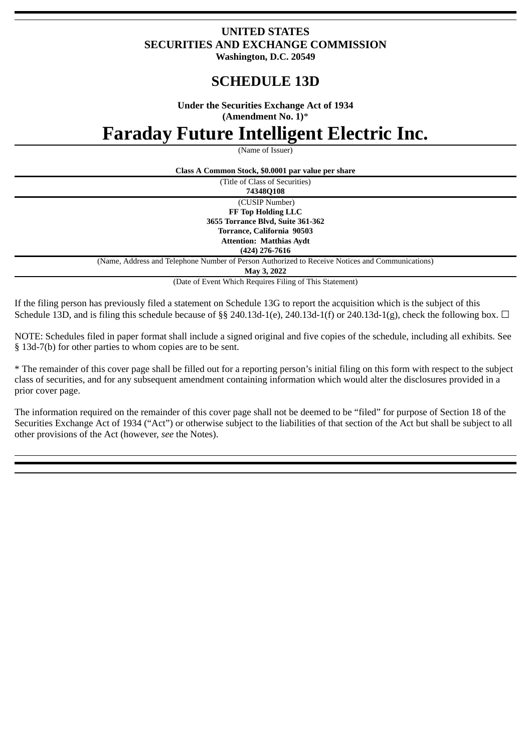**UNITED STATES**
**SECURITIES AND EXCHANGE COMMISSION**
**Washington, D.C. 20549**

# SCHEDULE 13D

**Under the Securities Exchange Act of 1934**
**(Amendment No. 1)***

# Faraday Future Intelligent Electric Inc.

(Name of Issuer)

**Class A Common Stock, $0.0001 par value per share**

(Title of Class of Securities)

**74348Q108**

(CUSIP Number)

**FF Top Holding LLC**
**3655 Torrance Blvd, Suite 361-362**
**Torrance, California 90503**
**Attention: Matthias Aydt**
**(424) 276-7616**

(Name, Address and Telephone Number of Person Authorized to Receive Notices and Communications)

**May 3, 2022**

(Date of Event Which Requires Filing of This Statement)

If the filing person has previously filed a statement on Schedule 13G to report the acquisition which is the subject of this Schedule 13D, and is filing this schedule because of §§ 240.13d-1(e), 240.13d-1(f) or 240.13d-1(g), check the following box. ☐

NOTE: Schedules filed in paper format shall include a signed original and five copies of the schedule, including all exhibits. See § 13d-7(b) for other parties to whom copies are to be sent.

* The remainder of this cover page shall be filled out for a reporting person's initial filing on this form with respect to the subject class of securities, and for any subsequent amendment containing information which would alter the disclosures provided in a prior cover page.

The information required on the remainder of this cover page shall not be deemed to be "filed" for purpose of Section 18 of the Securities Exchange Act of 1934 ("Act") or otherwise subject to the liabilities of that section of the Act but shall be subject to all other provisions of the Act (however, *see* the Notes).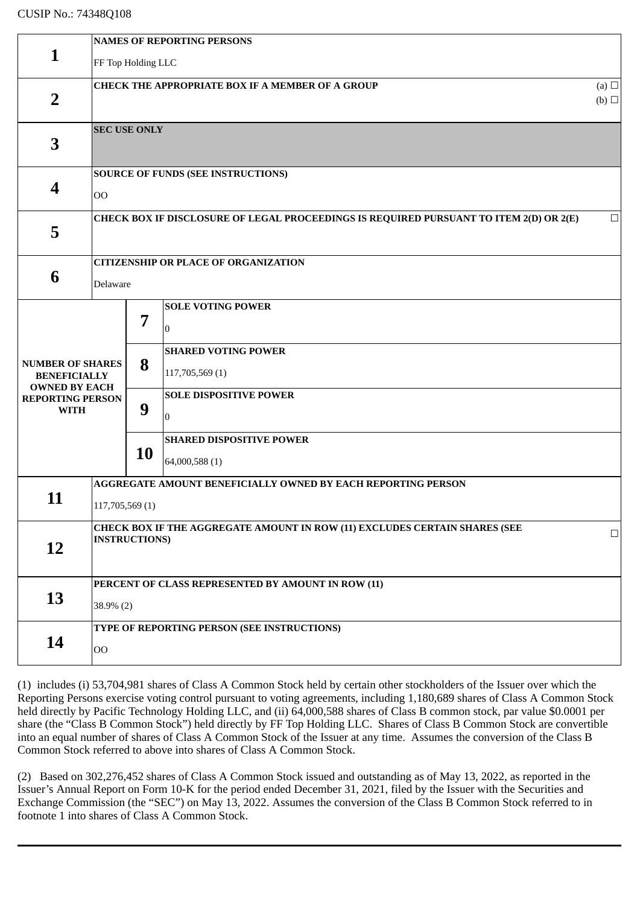CUSIP No.: 74348Q108

| | | | |
|---|---|---|---|
| 1 | **NAMES OF REPORTING PERSONS**<br><br>FF Top Holding LLC | | |
| 2 | **CHECK THE APPROPRIATE BOX IF A MEMBER OF A GROUP** (a) ☐ (b) ☐ | | |
| 3 | **SEC USE ONLY** | | |
| 4 | **SOURCE OF FUNDS (SEE INSTRUCTIONS)**<br><br>OO | | |
| 5 | **CHECK BOX IF DISCLOSURE OF LEGAL PROCEEDINGS IS REQUIRED PURSUANT TO ITEM 2(D) OR 2(E)** ☐ | | |
| 6 | **CITIZENSHIP OR PLACE OF ORGANIZATION**<br><br>Delaware | | |
| **NUMBER OF SHARES BENEFICIALLY OWNED BY EACH REPORTING PERSON WITH** | 7 | **SOLE VOTING POWER**<br><br>0 | |
| | 8 | **SHARED VOTING POWER**<br><br>117,705,569 (1) | |
| | 9 | **SOLE DISPOSITIVE POWER**<br><br>0 | |
| | 10 | **SHARED DISPOSITIVE POWER**<br><br>64,000,588 (1) | |
| 11 | **AGGREGATE AMOUNT BENEFICIALLY OWNED BY EACH REPORTING PERSON**<br><br>117,705,569 (1) | | |
| 12 | **CHECK BOX IF THE AGGREGATE AMOUNT IN ROW (11) EXCLUDES CERTAIN SHARES (SEE INSTRUCTIONS)** ☐ | | |
| 13 | **PERCENT OF CLASS REPRESENTED BY AMOUNT IN ROW (11)**<br><br>38.9% (2) | | |
| 14 | **TYPE OF REPORTING PERSON (SEE INSTRUCTIONS)**<br><br>OO | | |

(1) includes (i) 53,704,981 shares of Class A Common Stock held by certain other stockholders of the Issuer over which the Reporting Persons exercise voting control pursuant to voting agreements, including 1,180,689 shares of Class A Common Stock held directly by Pacific Technology Holding LLC, and (ii) 64,000,588 shares of Class B common stock, par value $0.0001 per share (the "Class B Common Stock") held directly by FF Top Holding LLC. Shares of Class B Common Stock are convertible into an equal number of shares of Class A Common Stock of the Issuer at any time. Assumes the conversion of the Class B Common Stock referred to above into shares of Class A Common Stock.

(2) Based on 302,276,452 shares of Class A Common Stock issued and outstanding as of May 13, 2022, as reported in the Issuer's Annual Report on Form 10-K for the period ended December 31, 2021, filed by the Issuer with the Securities and Exchange Commission (the "SEC") on May 13, 2022. Assumes the conversion of the Class B Common Stock referred to in footnote 1 into shares of Class A Common Stock.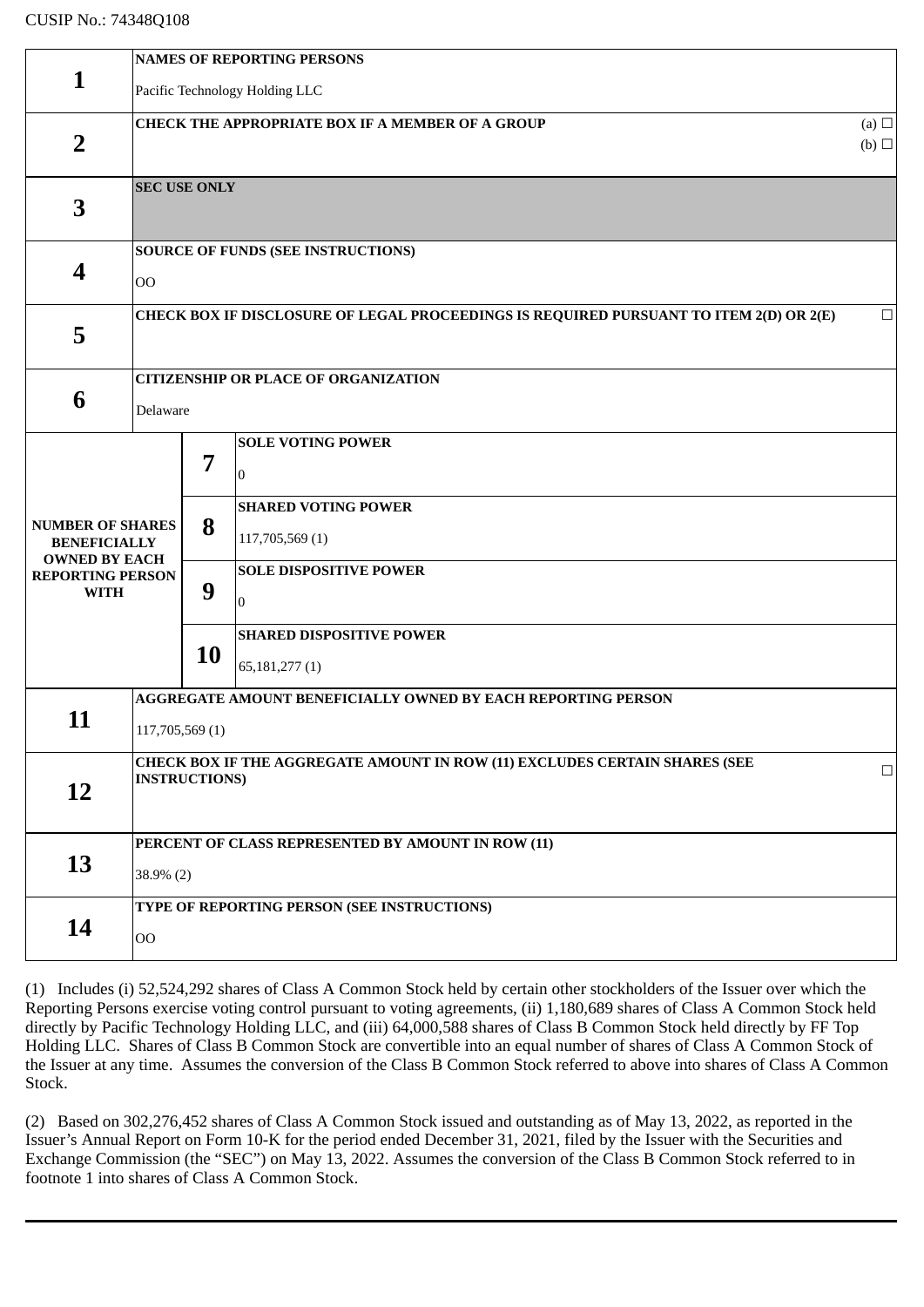CUSIP No.: 74348Q108

| | | | |
|---|---|---|---|
| **1** | **NAMES OF REPORTING PERSONS** <br> Pacific Technology Holding LLC | | |
| **2** | **CHECK THE APPROPRIATE BOX IF A MEMBER OF A GROUP** | | (a) ☐ <br> (b) ☐ |
| **3** | **SEC USE ONLY** | | |
| **4** | **SOURCE OF FUNDS (SEE INSTRUCTIONS)** <br> OO | | |
| **5** | **CHECK BOX IF DISCLOSURE OF LEGAL PROCEEDINGS IS REQUIRED PURSUANT TO ITEM 2(D) OR 2(E)** | | ☐ |
| **6** | **CITIZENSHIP OR PLACE OF ORGANIZATION** <br> Delaware | | |
| **NUMBER OF SHARES BENEFICIALLY OWNED BY EACH REPORTING PERSON WITH** | **7** | **SOLE VOTING POWER** <br> 0 | |
| | **8** | **SHARED VOTING POWER** <br> 117,705,569 (1) | |
| | **9** | **SOLE DISPOSITIVE POWER** <br> 0 | |
| | **10** | **SHARED DISPOSITIVE POWER** <br> 65,181,277 (1) | |
| **11** | **AGGREGATE AMOUNT BENEFICIALLY OWNED BY EACH REPORTING PERSON** <br> 117,705,569 (1) | | |
| **12** | **CHECK BOX IF THE AGGREGATE AMOUNT IN ROW (11) EXCLUDES CERTAIN SHARES (SEE INSTRUCTIONS)** | | ☐ |
| **13** | **PERCENT OF CLASS REPRESENTED BY AMOUNT IN ROW (11)** <br> 38.9% (2) | | |
| **14** | **TYPE OF REPORTING PERSON (SEE INSTRUCTIONS)** <br> OO | | |

(1) Includes (i) 52,524,292 shares of Class A Common Stock held by certain other stockholders of the Issuer over which the Reporting Persons exercise voting control pursuant to voting agreements, (ii) 1,180,689 shares of Class A Common Stock held directly by Pacific Technology Holding LLC, and (iii) 64,000,588 shares of Class B Common Stock held directly by FF Top Holding LLC. Shares of Class B Common Stock are convertible into an equal number of shares of Class A Common Stock of the Issuer at any time. Assumes the conversion of the Class B Common Stock referred to above into shares of Class A Common Stock.

(2) Based on 302,276,452 shares of Class A Common Stock issued and outstanding as of May 13, 2022, as reported in the Issuer's Annual Report on Form 10-K for the period ended December 31, 2021, filed by the Issuer with the Securities and Exchange Commission (the "SEC") on May 13, 2022. Assumes the conversion of the Class B Common Stock referred to in footnote 1 into shares of Class A Common Stock.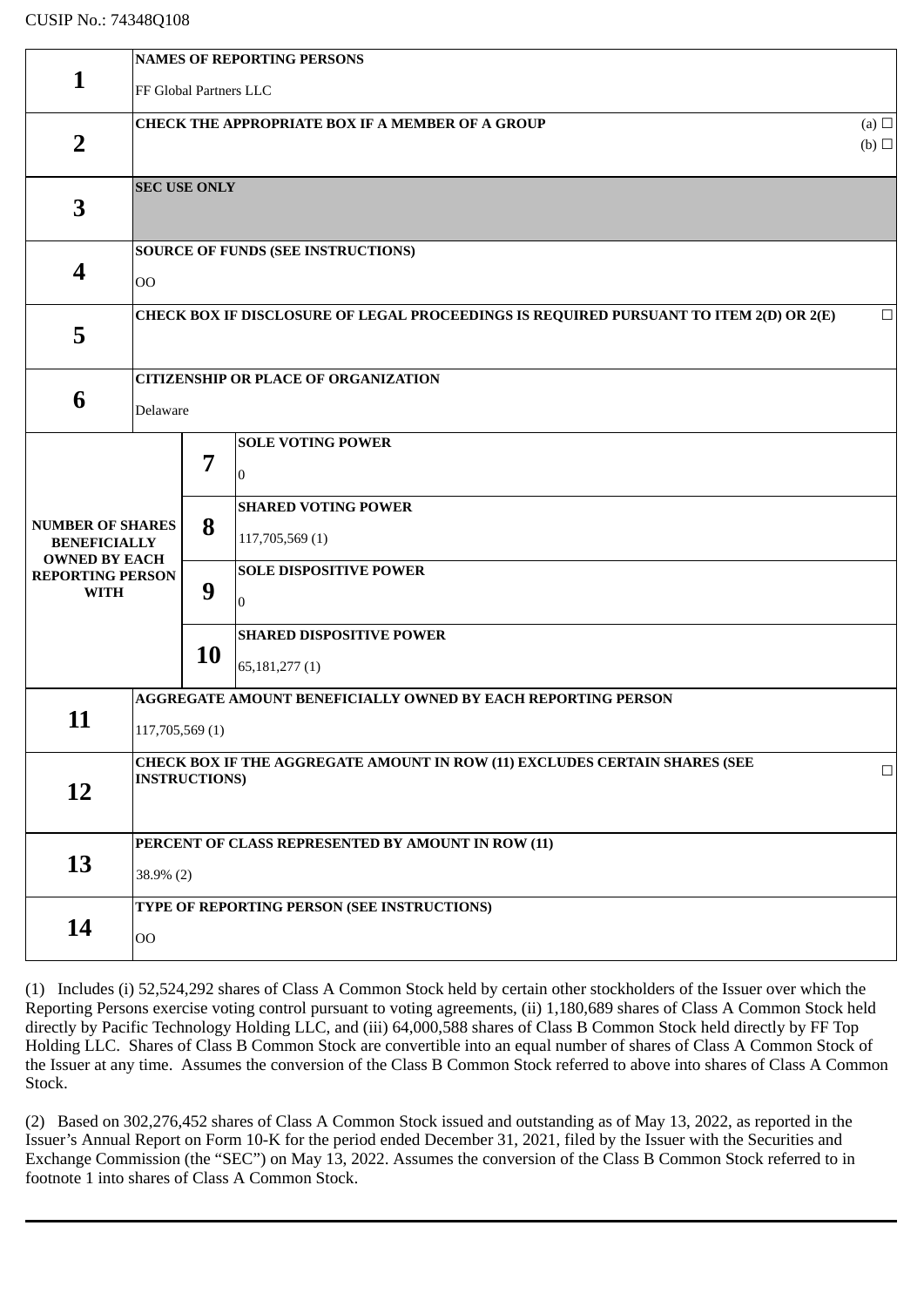CUSIP No.: 74348Q108

| | | | |
|---|---|---|---|
| **1** | **NAMES OF REPORTING PERSONS**<br>FF Global Partners LLC | | |
| **2** | **CHECK THE APPROPRIATE BOX IF A MEMBER OF A GROUP** (a) ☐ (b) ☐ | | |
| **3** | **SEC USE ONLY** | | |
| **4** | **SOURCE OF FUNDS (SEE INSTRUCTIONS)**<br>OO | | |
| **5** | **CHECK BOX IF DISCLOSURE OF LEGAL PROCEEDINGS IS REQUIRED PURSUANT TO ITEM 2(D) OR 2(E)** ☐ | | |
| **6** | **CITIZENSHIP OR PLACE OF ORGANIZATION**<br>Delaware | | |
| **NUMBER OF SHARES BENEFICIALLY OWNED BY EACH REPORTING PERSON WITH** | **7** | **SOLE VOTING POWER**<br>0 | |
| | **8** | **SHARED VOTING POWER**<br>117,705,569 (1) | |
| | **9** | **SOLE DISPOSITIVE POWER**<br>0 | |
| | **10** | **SHARED DISPOSITIVE POWER**<br>65,181,277 (1) | |
| **11** | **AGGREGATE AMOUNT BENEFICIALLY OWNED BY EACH REPORTING PERSON**<br>117,705,569 (1) | | |
| **12** | **CHECK BOX IF THE AGGREGATE AMOUNT IN ROW (11) EXCLUDES CERTAIN SHARES (SEE INSTRUCTIONS)** ☐ | | |
| **13** | **PERCENT OF CLASS REPRESENTED BY AMOUNT IN ROW (11)**<br>38.9% (2) | | |
| **14** | **TYPE OF REPORTING PERSON (SEE INSTRUCTIONS)**<br>OO | | |

(1) Includes (i) 52,524,292 shares of Class A Common Stock held by certain other stockholders of the Issuer over which the Reporting Persons exercise voting control pursuant to voting agreements, (ii) 1,180,689 shares of Class A Common Stock held directly by Pacific Technology Holding LLC, and (iii) 64,000,588 shares of Class B Common Stock held directly by FF Top Holding LLC. Shares of Class B Common Stock are convertible into an equal number of shares of Class A Common Stock of the Issuer at any time. Assumes the conversion of the Class B Common Stock referred to above into shares of Class A Common Stock.

(2) Based on 302,276,452 shares of Class A Common Stock issued and outstanding as of May 13, 2022, as reported in the Issuer's Annual Report on Form 10-K for the period ended December 31, 2021, filed by the Issuer with the Securities and Exchange Commission (the "SEC") on May 13, 2022. Assumes the conversion of the Class B Common Stock referred to in footnote 1 into shares of Class A Common Stock.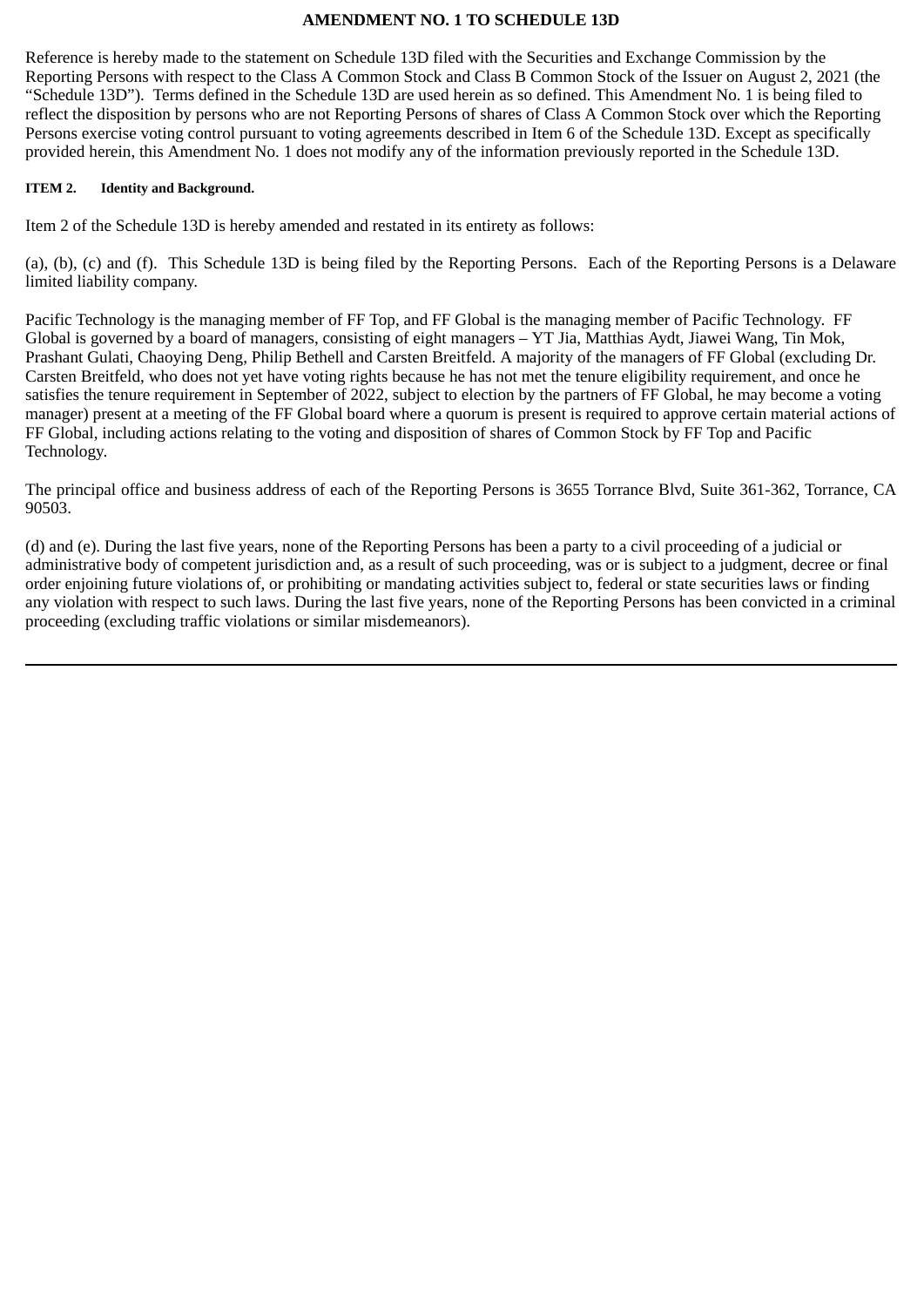# AMENDMENT NO. 1 TO SCHEDULE 13D

Reference is hereby made to the statement on Schedule 13D filed with the Securities and Exchange Commission by the Reporting Persons with respect to the Class A Common Stock and Class B Common Stock of the Issuer on August 2, 2021 (the "Schedule 13D"). Terms defined in the Schedule 13D are used herein as so defined. This Amendment No. 1 is being filed to reflect the disposition by persons who are not Reporting Persons of shares of Class A Common Stock over which the Reporting Persons exercise voting control pursuant to voting agreements described in Item 6 of the Schedule 13D. Except as specifically provided herein, this Amendment No. 1 does not modify any of the information previously reported in the Schedule 13D.

### ITEM 2. Identity and Background.

Item 2 of the Schedule 13D is hereby amended and restated in its entirety as follows:

(a), (b), (c) and (f). This Schedule 13D is being filed by the Reporting Persons. Each of the Reporting Persons is a Delaware limited liability company.

Pacific Technology is the managing member of FF Top, and FF Global is the managing member of Pacific Technology. FF Global is governed by a board of managers, consisting of eight managers – YT Jia, Matthias Aydt, Jiawei Wang, Tin Mok, Prashant Gulati, Chaoying Deng, Philip Bethell and Carsten Breitfeld. A majority of the managers of FF Global (excluding Dr. Carsten Breitfeld, who does not yet have voting rights because he has not met the tenure eligibility requirement, and once he satisfies the tenure requirement in September of 2022, subject to election by the partners of FF Global, he may become a voting manager) present at a meeting of the FF Global board where a quorum is present is required to approve certain material actions of FF Global, including actions relating to the voting and disposition of shares of Common Stock by FF Top and Pacific Technology.

The principal office and business address of each of the Reporting Persons is 3655 Torrance Blvd, Suite 361-362, Torrance, CA 90503.

(d) and (e). During the last five years, none of the Reporting Persons has been a party to a civil proceeding of a judicial or administrative body of competent jurisdiction and, as a result of such proceeding, was or is subject to a judgment, decree or final order enjoining future violations of, or prohibiting or mandating activities subject to, federal or state securities laws or finding any violation with respect to such laws. During the last five years, none of the Reporting Persons has been convicted in a criminal proceeding (excluding traffic violations or similar misdemeanors).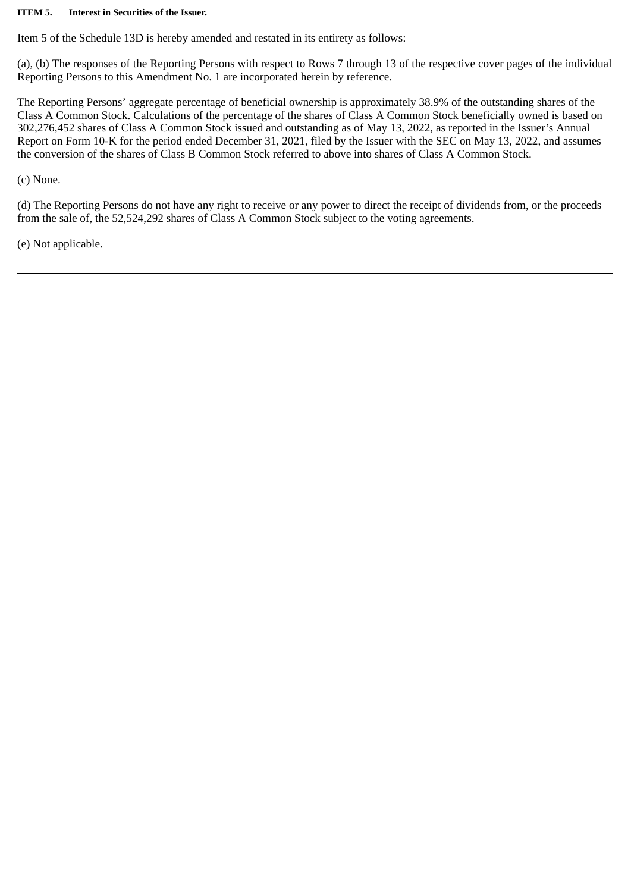**ITEM 5. Interest in Securities of the Issuer.**

Item 5 of the Schedule 13D is hereby amended and restated in its entirety as follows:

(a), (b) The responses of the Reporting Persons with respect to Rows 7 through 13 of the respective cover pages of the individual Reporting Persons to this Amendment No. 1 are incorporated herein by reference.

The Reporting Persons' aggregate percentage of beneficial ownership is approximately 38.9% of the outstanding shares of the Class A Common Stock. Calculations of the percentage of the shares of Class A Common Stock beneficially owned is based on 302,276,452 shares of Class A Common Stock issued and outstanding as of May 13, 2022, as reported in the Issuer's Annual Report on Form 10-K for the period ended December 31, 2021, filed by the Issuer with the SEC on May 13, 2022, and assumes the conversion of the shares of Class B Common Stock referred to above into shares of Class A Common Stock.

(c) None.

(d) The Reporting Persons do not have any right to receive or any power to direct the receipt of dividends from, or the proceeds from the sale of, the 52,524,292 shares of Class A Common Stock subject to the voting agreements.

(e) Not applicable.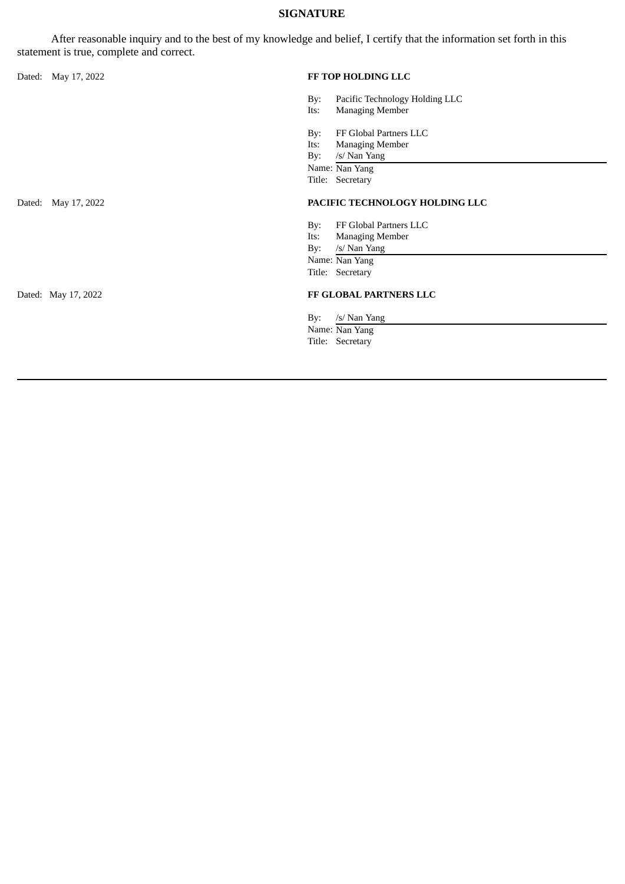**SIGNATURE**

After reasonable inquiry and to the best of my knowledge and belief, I certify that the information set forth in this statement is true, complete and correct.

Dated: May 17, 2022

**FF TOP HOLDING LLC**

By: Pacific Technology Holding LLC
Its: Managing Member

By: FF Global Partners LLC
Its: Managing Member
By: /s/ Nan Yang
Name: Nan Yang
Title: Secretary

Dated: May 17, 2022

**PACIFIC TECHNOLOGY HOLDING LLC**

By: FF Global Partners LLC
Its: Managing Member
By: /s/ Nan Yang
Name: Nan Yang
Title: Secretary

Dated: May 17, 2022

**FF GLOBAL PARTNERS LLC**

By: /s/ Nan Yang
Name: Nan Yang
Title: Secretary